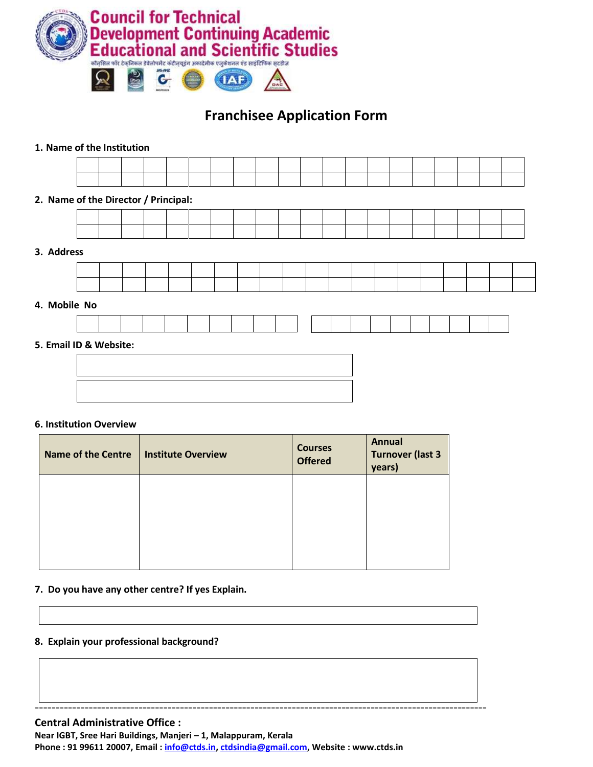# Council for Technical Development Continuing Academic Educational and Scientific Studies

कौंसिल फॉर टेक्निकल डेवेलोपमेंट कंटीन्यूइंग अकादेमीक एजुकेशनल एंड साइंटिफिक स्टडीज़

## Franchisee Application Form

**1. Name of the Institution**

**2. Name of the Director / Principal:**

**3. Address**

**4. Mobile No**

**5. Email ID & Website:**

**6. Institution Overview**

| Name of the Centre | Institute Overview | Courses Offered | Annual Turnover (last 3 years) |
|---|---|---|---|
| | | | |

**7. Do you have any other centre? If yes Explain.**

**8. Explain your professional background?**

---

**Central Administrative Office :**

**Near IGBT, Sree Hari Buildings, Manjeri – 1, Malappuram, Kerala**

**Phone : 91 99611 20007, Email : info@ctds.in, ctdsindia@gmail.com, Website : www.ctds.in**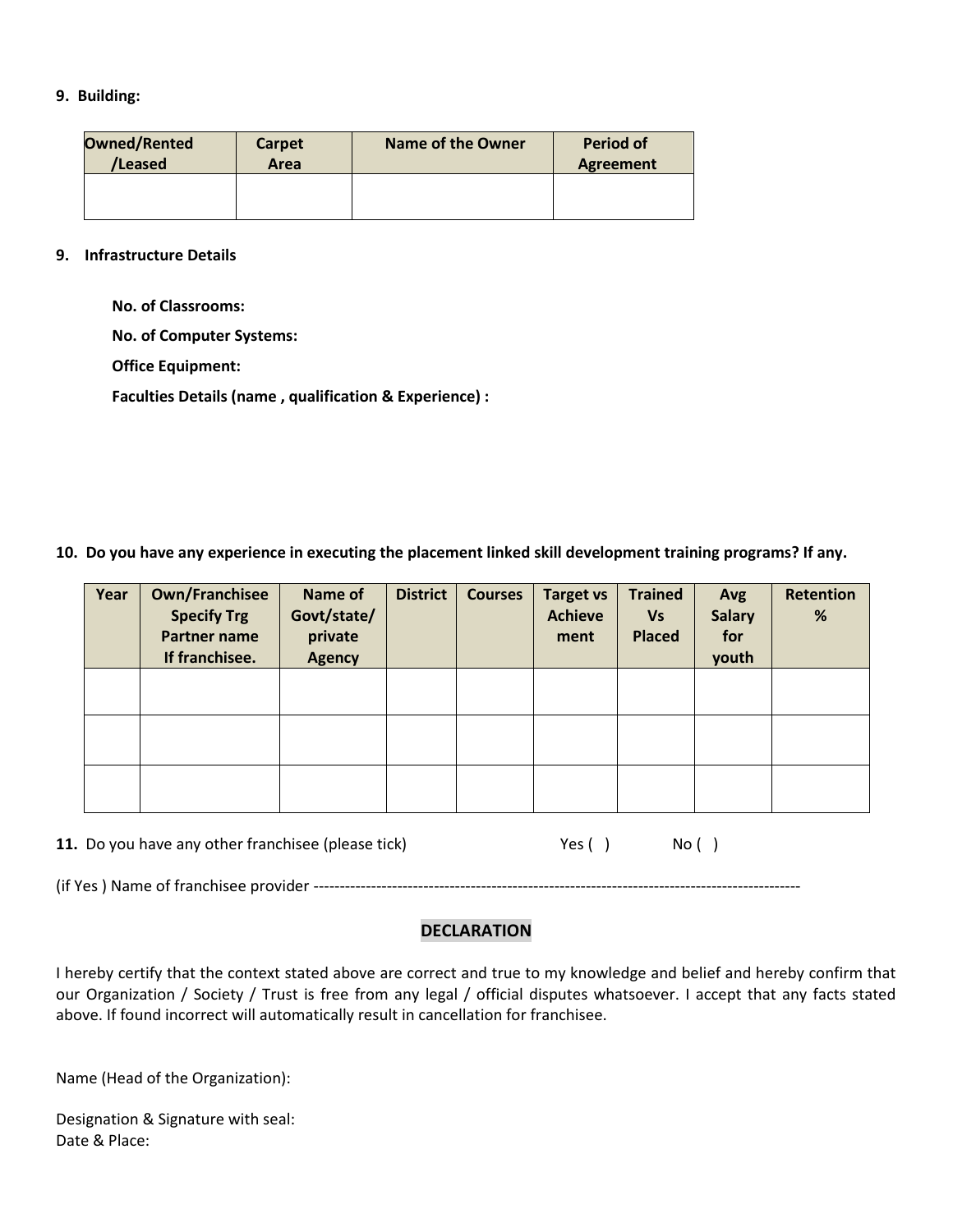**9. Building:**

| Owned/Rented /Leased | Carpet Area | Name of the Owner | Period of Agreement |
|---|---|---|---|
| | | | |

**9. Infrastructure Details**

**No. of Classrooms:**

**No. of Computer Systems:**

**Office Equipment:**

**Faculties Details (name , qualification & Experience) :**

**10. Do you have any experience in executing the placement linked skill development training programs? If any.**

| Year | Own/Franchisee Specify Trg Partner name If franchisee. | Name of Govt/state/ private Agency | District | Courses | Target vs Achieve ment | Trained Vs Placed | Avg Salary for youth | Retention % |
|---|---|---|---|---|---|---|---|---|
| | | | | | | | | |
| | | | | | | | | |
| | | | | | | | | |

**11.** Do you have any other franchisee (please tick) Yes ( ) No ( )

(if Yes ) Name of franchisee provider -------------------------------------------------------------------------------------------

## DECLARATION

I hereby certify that the context stated above are correct and true to my knowledge and belief and hereby confirm that our Organization / Society / Trust is free from any legal / official disputes whatsoever. I accept that any facts stated above. If found incorrect will automatically result in cancellation for franchisee.

Name (Head of the Organization):

Designation & Signature with seal:
Date & Place: